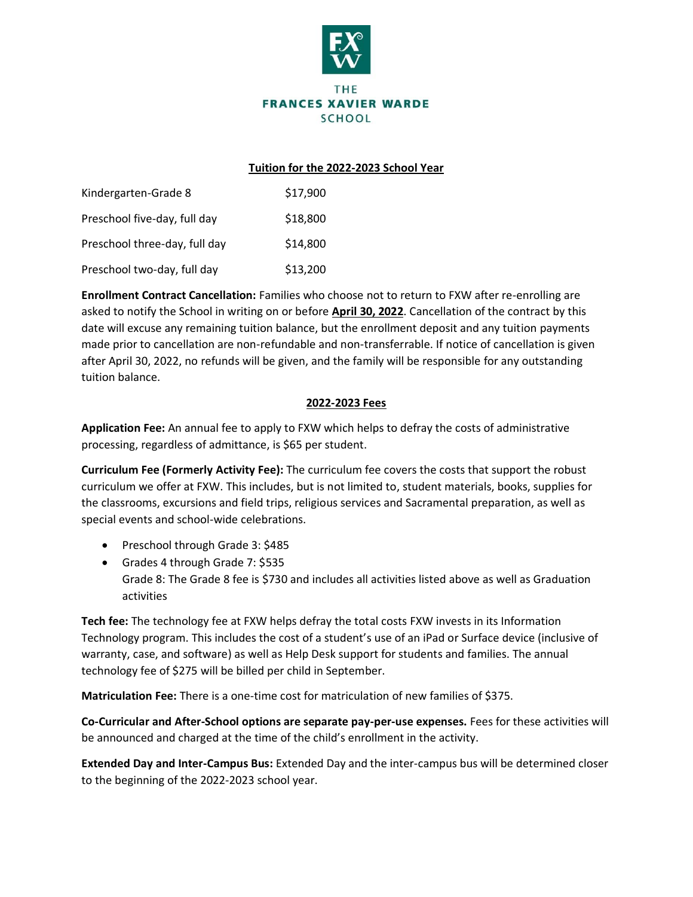THE
**FRANCES XAVIER WARDE**
SCHOOL

## Tuition for the 2022-2023 School Year

| | |
|---|---|
| Kindergarten-Grade 8 | $17,900 |
| Preschool five-day, full day | $18,800 |
| Preschool three-day, full day | $14,800 |
| Preschool two-day, full day | $13,200 |

**Enrollment Contract Cancellation:** Families who choose not to return to FXW after re-enrolling are asked to notify the School in writing on or before **April 30, 2022**. Cancellation of the contract by this date will excuse any remaining tuition balance, but the enrollment deposit and any tuition payments made prior to cancellation are non-refundable and non-transferrable. If notice of cancellation is given after April 30, 2022, no refunds will be given, and the family will be responsible for any outstanding tuition balance.

## 2022-2023 Fees

**Application Fee:** An annual fee to apply to FXW which helps to defray the costs of administrative processing, regardless of admittance, is $65 per student.

**Curriculum Fee (Formerly Activity Fee):** The curriculum fee covers the costs that support the robust curriculum we offer at FXW. This includes, but is not limited to, student materials, books, supplies for the classrooms, excursions and field trips, religious services and Sacramental preparation, as well as special events and school-wide celebrations.

- Preschool through Grade 3: $485
- Grades 4 through Grade 7: $535
  Grade 8: The Grade 8 fee is $730 and includes all activities listed above as well as Graduation activities

**Tech fee:** The technology fee at FXW helps defray the total costs FXW invests in its Information Technology program. This includes the cost of a student's use of an iPad or Surface device (inclusive of warranty, case, and software) as well as Help Desk support for students and families. The annual technology fee of $275 will be billed per child in September.

**Matriculation Fee:** There is a one-time cost for matriculation of new families of $375.

**Co-Curricular and After-School options are separate pay-per-use expenses.** Fees for these activities will be announced and charged at the time of the child's enrollment in the activity.

**Extended Day and Inter-Campus Bus:** Extended Day and the inter-campus bus will be determined closer to the beginning of the 2022-2023 school year.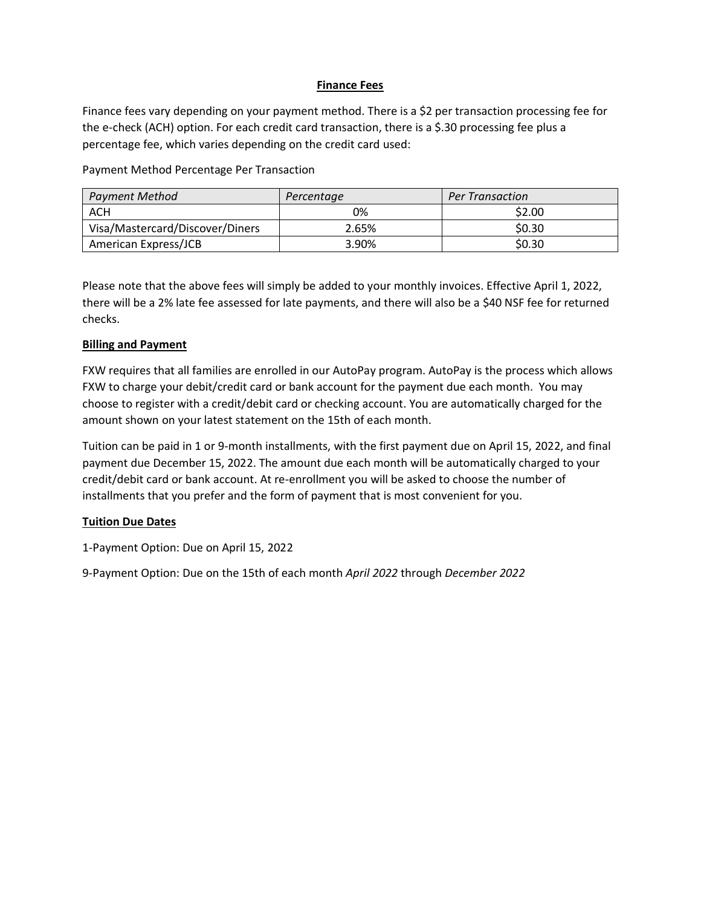## Finance Fees

Finance fees vary depending on your payment method. There is a $2 per transaction processing fee for the e-check (ACH) option. For each credit card transaction, there is a $.30 processing fee plus a percentage fee, which varies depending on the credit card used:

Payment Method Percentage Per Transaction

| *Payment Method* | *Percentage* | *Per Transaction* |
|---|---|---|
| ACH | 0% | $2.00 |
| Visa/Mastercard/Discover/Diners | 2.65% | $0.30 |
| American Express/JCB | 3.90% | $0.30 |

Please note that the above fees will simply be added to your monthly invoices. Effective April 1, 2022, there will be a 2% late fee assessed for late payments, and there will also be a $40 NSF fee for returned checks.

## Billing and Payment

FXW requires that all families are enrolled in our AutoPay program. AutoPay is the process which allows FXW to charge your debit/credit card or bank account for the payment due each month. You may choose to register with a credit/debit card or checking account. You are automatically charged for the amount shown on your latest statement on the 15th of each month.

Tuition can be paid in 1 or 9-month installments, with the first payment due on April 15, 2022, and final payment due December 15, 2022. The amount due each month will be automatically charged to your credit/debit card or bank account. At re-enrollment you will be asked to choose the number of installments that you prefer and the form of payment that is most convenient for you.

## Tuition Due Dates

1-Payment Option: Due on April 15, 2022

9-Payment Option: Due on the 15th of each month *April 2022* through *December 2022*